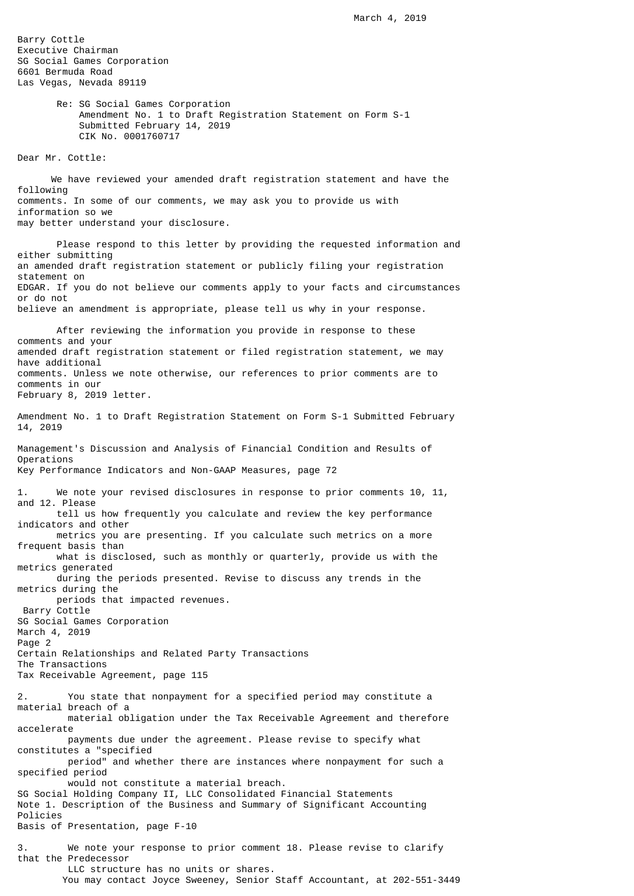March 4, 2019

Barry Cottle
Executive Chairman
SG Social Games Corporation
6601 Bermuda Road
Las Vegas, Nevada 89119

Re: SG Social Games Corporation
Amendment No. 1 to Draft Registration Statement on Form S-1
Submitted February 14, 2019
CIK No. 0001760717

Dear Mr. Cottle:

We have reviewed your amended draft registration statement and have the following comments. In some of our comments, we may ask you to provide us with information so we may better understand your disclosure.

Please respond to this letter by providing the requested information and either submitting an amended draft registration statement or publicly filing your registration statement on EDGAR. If you do not believe our comments apply to your facts and circumstances or do not believe an amendment is appropriate, please tell us why in your response.

After reviewing the information you provide in response to these comments and your amended draft registration statement or filed registration statement, we may have additional comments. Unless we note otherwise, our references to prior comments are to comments in our February 8, 2019 letter.

Amendment No. 1 to Draft Registration Statement on Form S-1 Submitted February 14, 2019

Management's Discussion and Analysis of Financial Condition and Results of Operations
Key Performance Indicators and Non-GAAP Measures, page 72

1. We note your revised disclosures in response to prior comments 10, 11, and 12. Please tell us how frequently you calculate and review the key performance indicators and other metrics you are presenting. If you calculate such metrics on a more frequent basis than what is disclosed, such as monthly or quarterly, provide us with the metrics generated during the periods presented. Revise to discuss any trends in the metrics during the periods that impacted revenues.

Certain Relationships and Related Party Transactions
The Transactions
Tax Receivable Agreement, page 115

2. You state that nonpayment for a specified period may constitute a material breach of a material obligation under the Tax Receivable Agreement and therefore accelerate payments due under the agreement. Please revise to specify what constitutes a "specified period" and whether there are instances where nonpayment for such a specified period would not constitute a material breach.

SG Social Holding Company II, LLC Consolidated Financial Statements
Note 1. Description of the Business and Summary of Significant Accounting Policies
Basis of Presentation, page F-10

3. We note your response to prior comment 18. Please revise to clarify that the Predecessor LLC structure has no units or shares.

You may contact Joyce Sweeney, Senior Staff Accountant, at 202-551-3449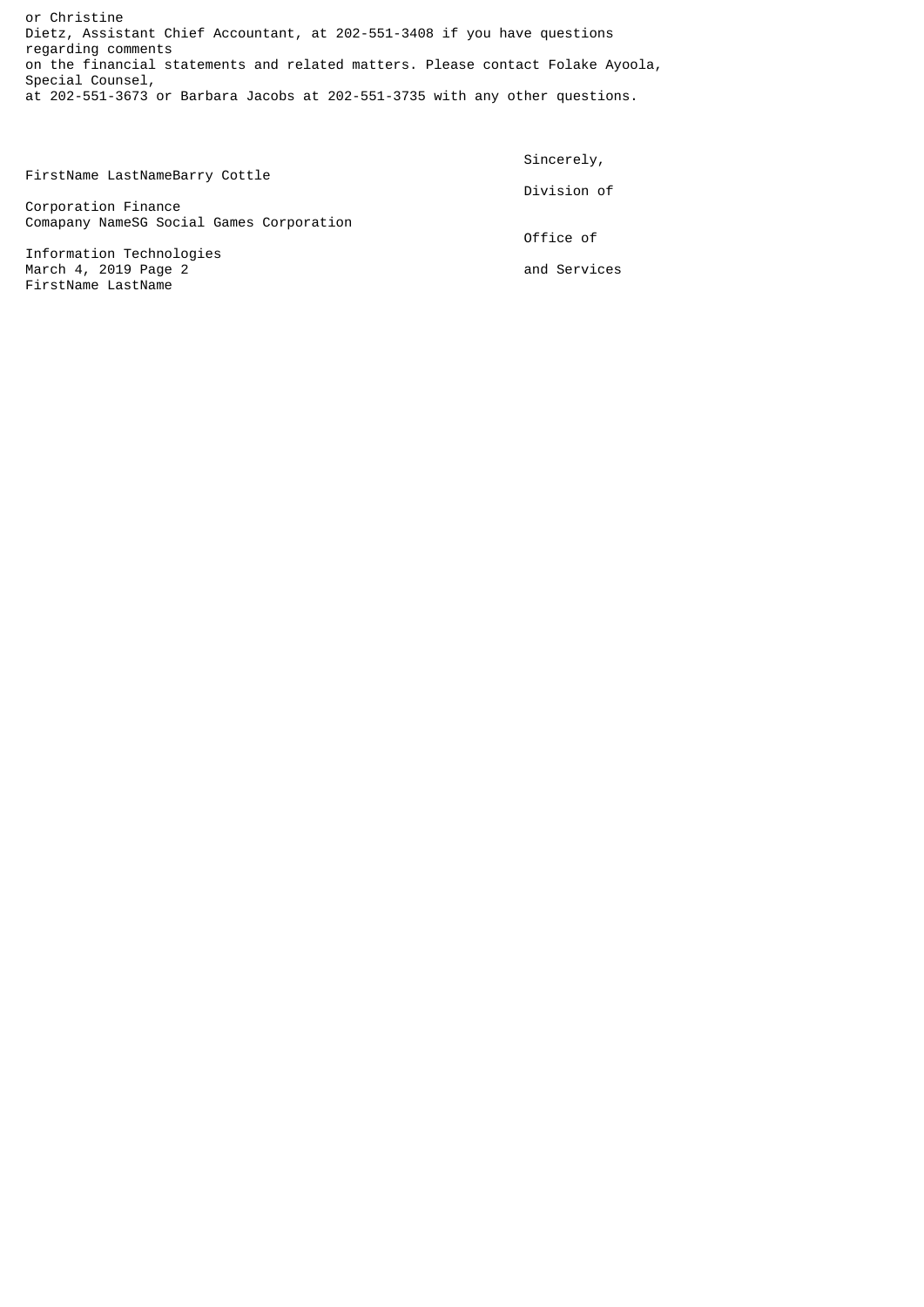or Christine
Dietz, Assistant Chief Accountant, at 202-551-3408 if you have questions
regarding comments
on the financial statements and related matters. Please contact Folake Ayoola,
Special Counsel,
at 202-551-3673 or Barbara Jacobs at 202-551-3735 with any other questions.

Sincerely,

Division of
Corporation Finance

Office of
Information Technologies
and Services